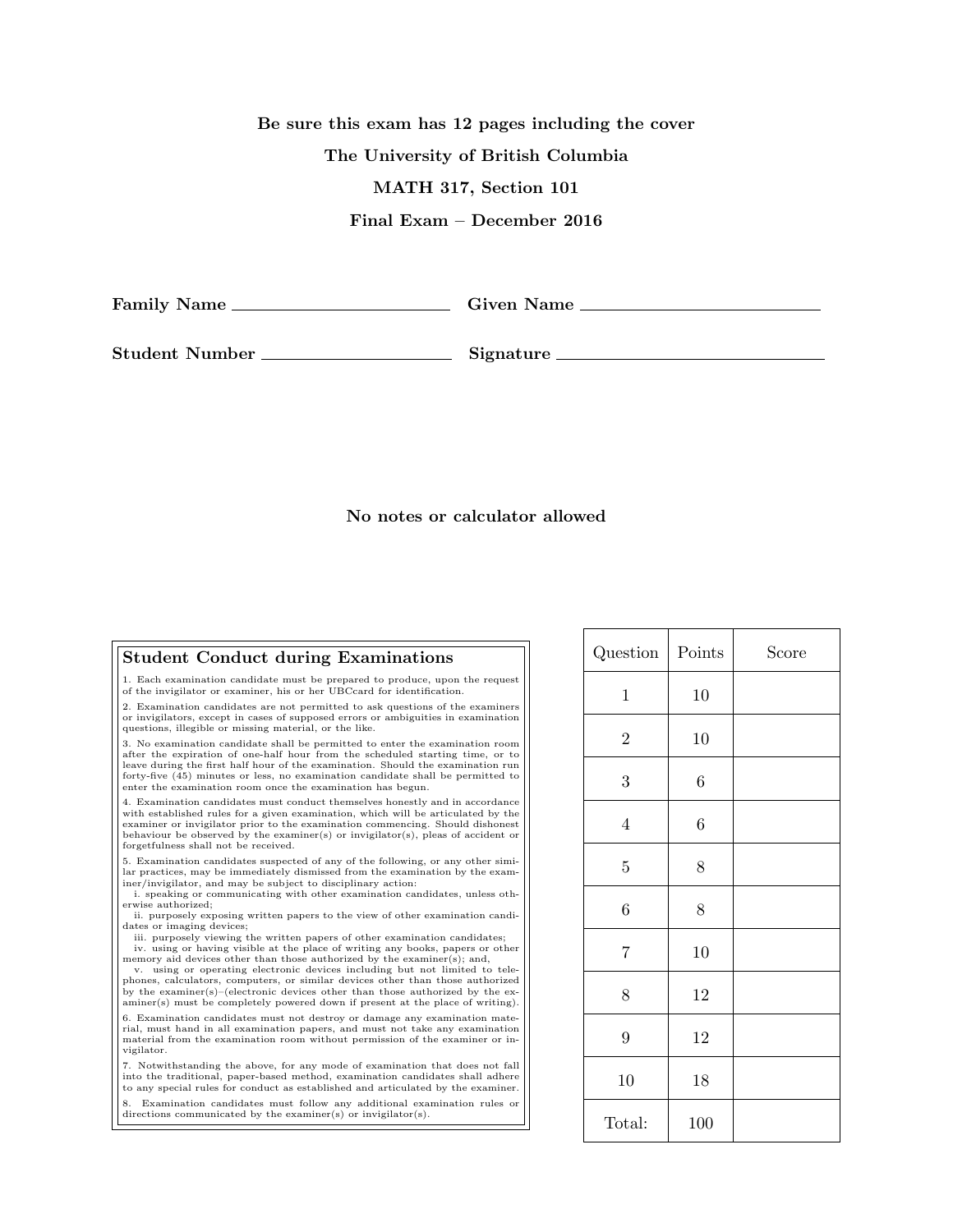**Be sure this exam has 12 pages including the cover**

**The University of British Columbia**

**MATH 317, Section 101**

**Final Exam – December 2016**

**Family Name** ______________________ **Given Name** ______________________

**Student Number** ______________________ **Signature** ______________________

**No notes or calculator allowed**

## Student Conduct during Examinations

1. Each examination candidate must be prepared to produce, upon the request of the invigilator or examiner, his or her UBCcard for identification.

2. Examination candidates are not permitted to ask questions of the examiners or invigilators, except in cases of supposed errors or ambiguities in examination questions, illegible or missing material, or the like.

3. No examination candidate shall be permitted to enter the examination room after the expiration of one-half hour from the scheduled starting time, or to leave during the first half hour of the examination. Should the examination run forty-five (45) minutes or less, no examination candidate shall be permitted to enter the examination room once the examination has begun.

4. Examination candidates must conduct themselves honestly and in accordance with established rules for a given examination, which will be articulated by the examiner or invigilator prior to the examination commencing. Should dishonest behaviour be observed by the examiner(s) or invigilator(s), pleas of accident or forgetfulness shall not be received.

5. Examination candidates suspected of any of the following, or any other similar practices, may be immediately dismissed from the examination by the examiner/invigilator, and may be subject to disciplinary action:
   i. speaking or communicating with other examination candidates, unless otherwise authorized;
   ii. purposely exposing written papers to the view of other examination candidates or imaging devices;
   iii. purposely viewing the written papers of other examination candidates;
   iv. using or having visible at the place of writing any books, papers or other memory aid devices other than those authorized by the examiner(s); and,
   v. using or operating electronic devices including but not limited to telephones, calculators, computers, or similar devices other than those authorized by the examiner(s)–(electronic devices other than those authorized by the examiner(s) must be completely powered down if present at the place of writing).

6. Examination candidates must not destroy or damage any examination material, must hand in all examination papers, and must not take any examination material from the examination room without permission of the examiner or invigilator.

7. Notwithstanding the above, for any mode of examination that does not fall into the traditional, paper-based method, examination candidates shall adhere to any special rules for conduct as established and articulated by the examiner.

8. Examination candidates must follow any additional examination rules or directions communicated by the examiner(s) or invigilator(s).

| Question | Points | Score |
|---|---|---|
| 1 | 10 | |
| 2 | 10 | |
| 3 | 6 | |
| 4 | 6 | |
| 5 | 8 | |
| 6 | 8 | |
| 7 | 10 | |
| 8 | 12 | |
| 9 | 12 | |
| 10 | 18 | |
| Total: | 100 | |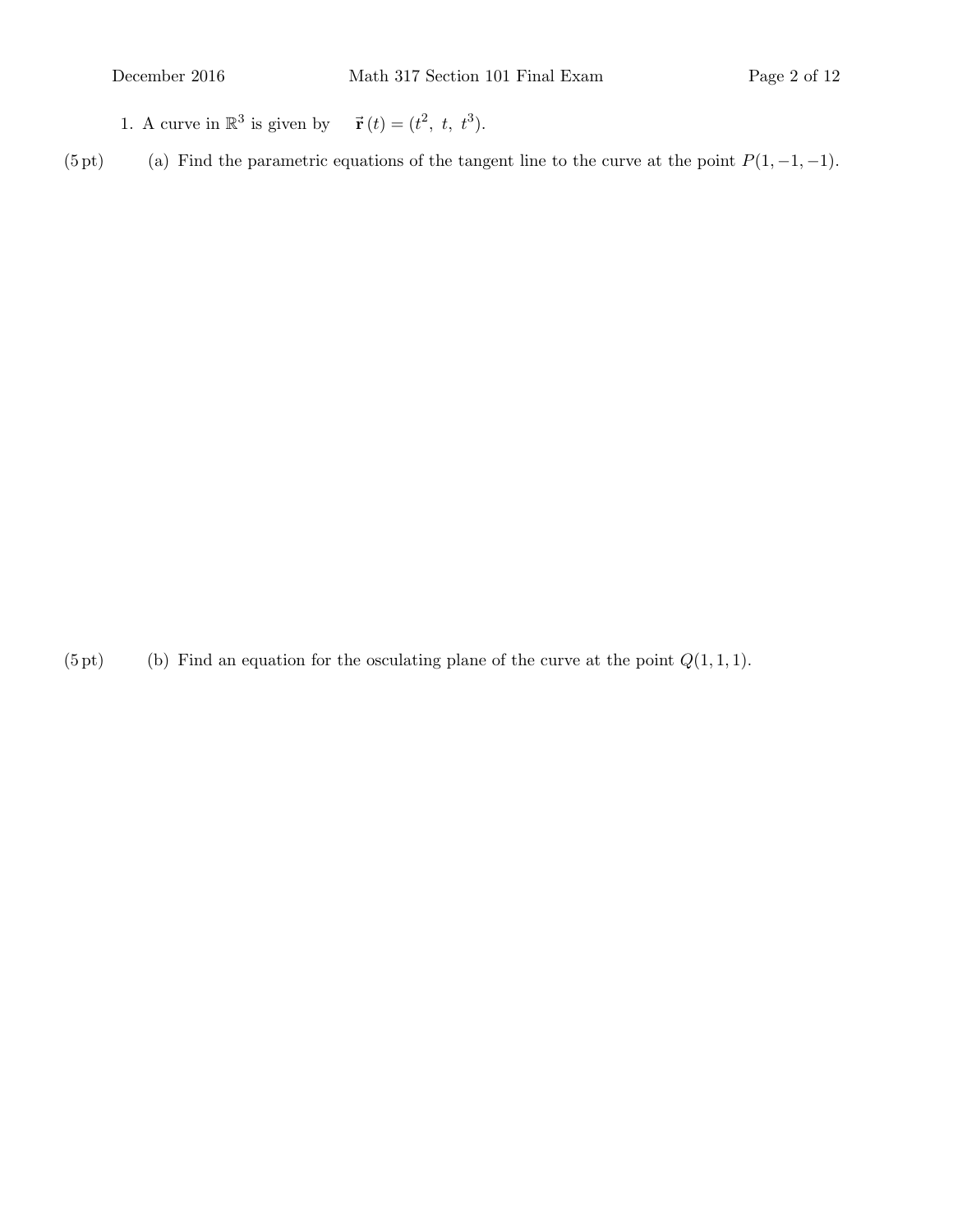1. A curve in $\mathbb{R}^3$ is given by $\vec{\mathbf{r}}(t) = (t^2,\ t,\ t^3)$.

(5 pt) (a) Find the parametric equations of the tangent line to the curve at the point $P(1, -1, -1)$.

(5 pt) (b) Find an equation for the osculating plane of the curve at the point $Q(1, 1, 1)$.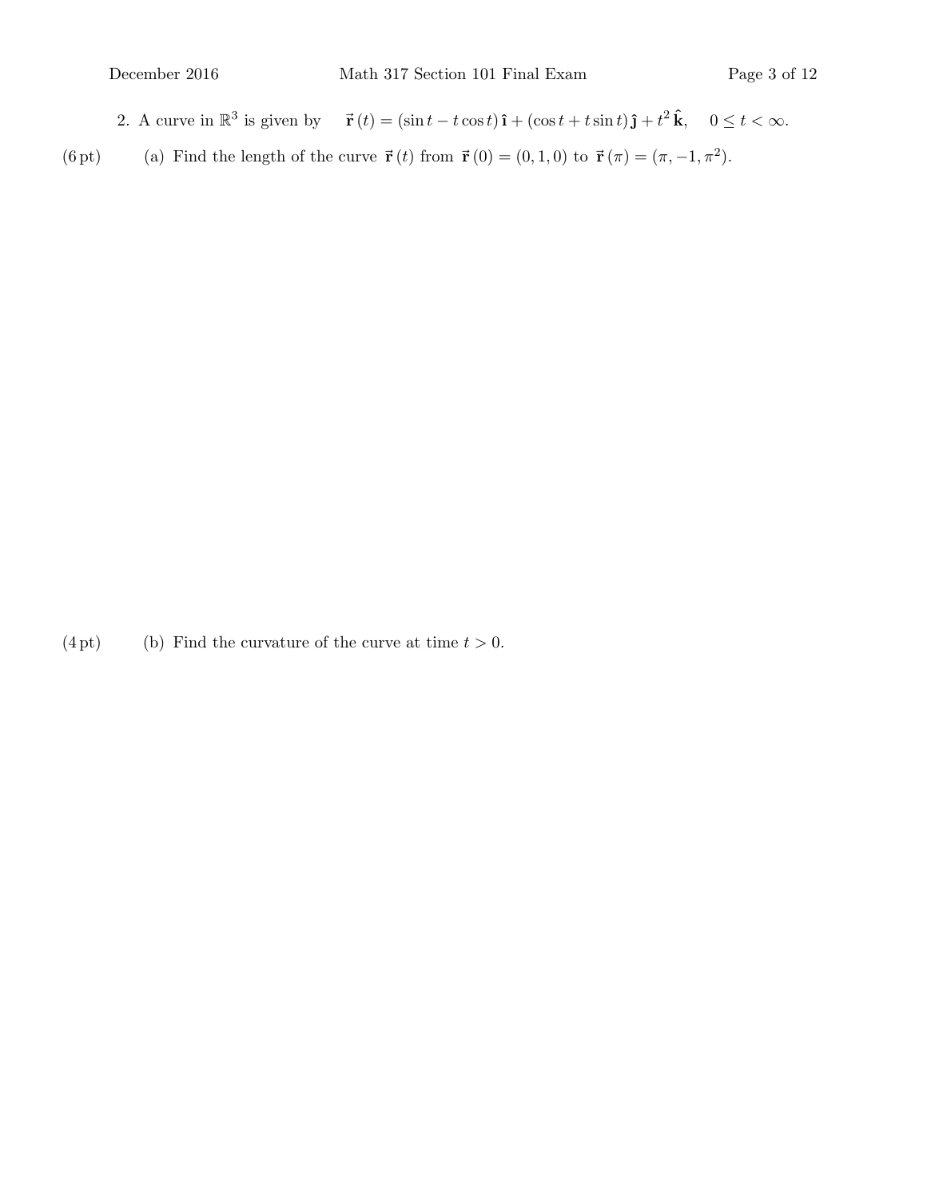2. A curve in $\mathbb{R}^3$ is given by $\quad \vec{\mathbf{r}}(t) = (\sin t - t\cos t)\,\hat{\mathbf{i}} + (\cos t + t\sin t)\,\hat{\mathbf{j}} + t^2\,\hat{\mathbf{k}}, \quad 0 \le t < \infty.$

(6 pt) (a) Find the length of the curve $\vec{\mathbf{r}}(t)$ from $\vec{\mathbf{r}}(0) = (0, 1, 0)$ to $\vec{\mathbf{r}}(\pi) = (\pi, -1, \pi^2)$.

(4 pt) (b) Find the curvature of the curve at time $t > 0$.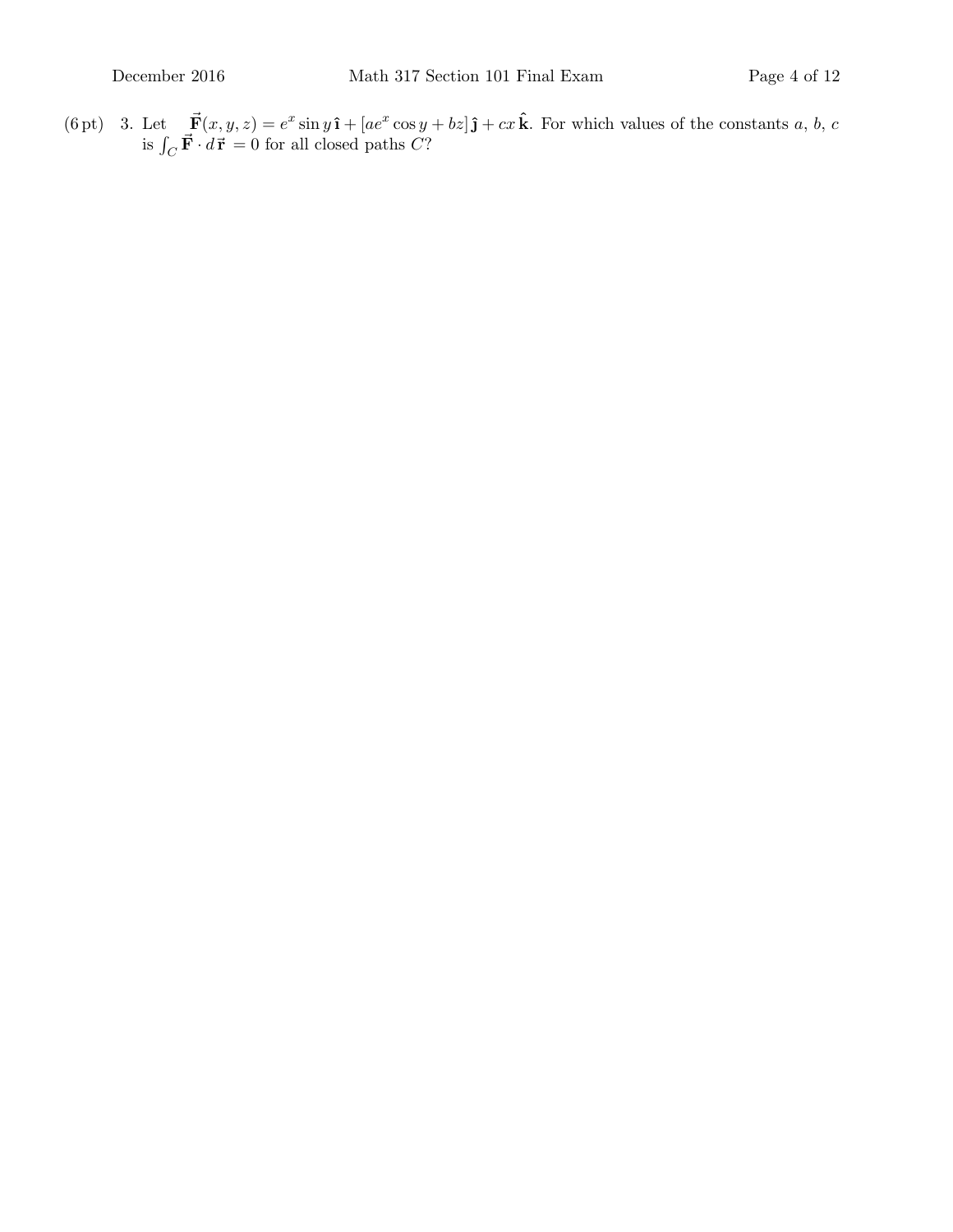(6 pt) 3. Let $\vec{\mathbf{F}}(x, y, z) = e^x \sin y\,\hat{\mathbf{\imath}} + [ae^x \cos y + bz]\,\hat{\mathbf{\jmath}} + cx\,\hat{\mathbf{k}}$. For which values of the constants $a$, $b$, $c$ is $\int_C \vec{\mathbf{F}} \cdot d\vec{\mathbf{r}} = 0$ for all closed paths $C$?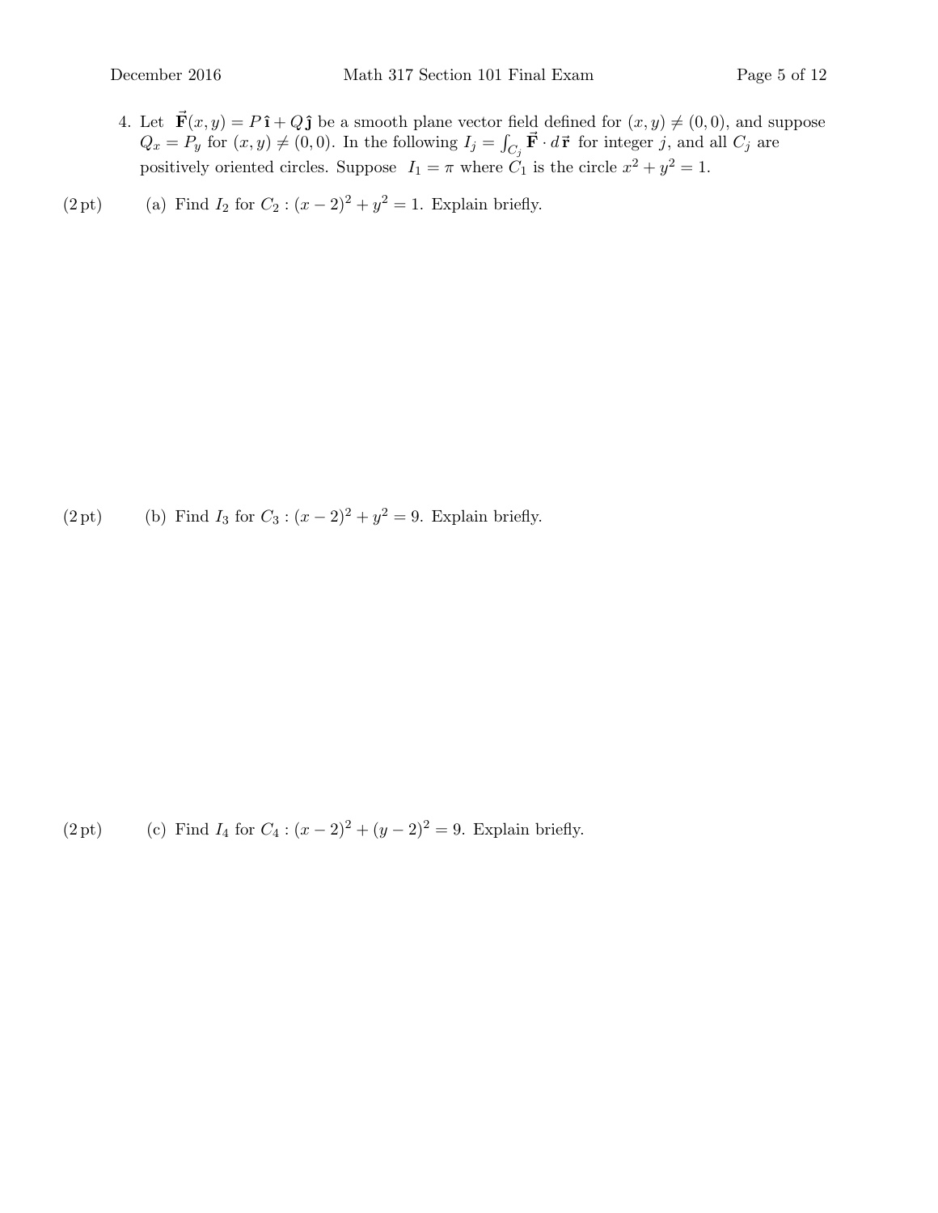4. Let $\vec{\mathbf{F}}(x, y) = P\,\hat{\mathbf{\imath}} + Q\,\hat{\mathbf{\jmath}}$ be a smooth plane vector field defined for $(x, y) \neq (0, 0)$, and suppose $Q_x = P_y$ for $(x, y) \neq (0, 0)$. In the following $I_j = \int_{C_j} \vec{\mathbf{F}} \cdot d\,\vec{\mathbf{r}}$ for integer $j$, and all $C_j$ are positively oriented circles. Suppose $I_1 = \pi$ where $C_1$ is the circle $x^2 + y^2 = 1$.

(2 pt) (a) Find $I_2$ for $C_2 : (x - 2)^2 + y^2 = 1$. Explain briefly.

(2 pt) (b) Find $I_3$ for $C_3 : (x - 2)^2 + y^2 = 9$. Explain briefly.

(2 pt) (c) Find $I_4$ for $C_4 : (x - 2)^2 + (y - 2)^2 = 9$. Explain briefly.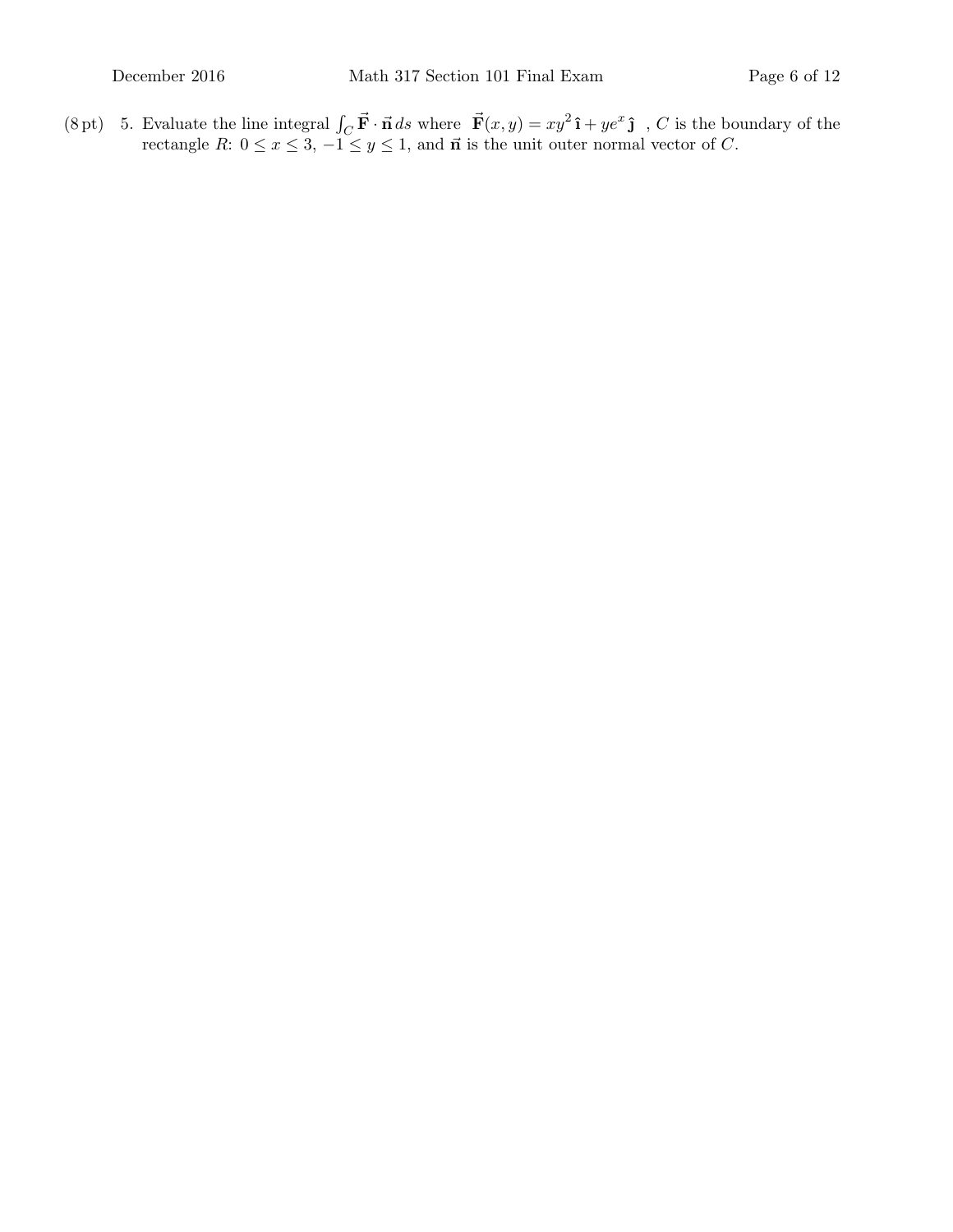(8 pt) 5. Evaluate the line integral $\int_C \vec{\mathbf{F}} \cdot \vec{\mathbf{n}}\, ds$ where $\vec{\mathbf{F}}(x, y) = xy^2\,\hat{\mathbf{i}} + ye^x\,\hat{\mathbf{j}}$ , $C$ is the boundary of the rectangle $R$: $0 \leq x \leq 3$, $-1 \leq y \leq 1$, and $\vec{\mathbf{n}}$ is the unit outer normal vector of $C$.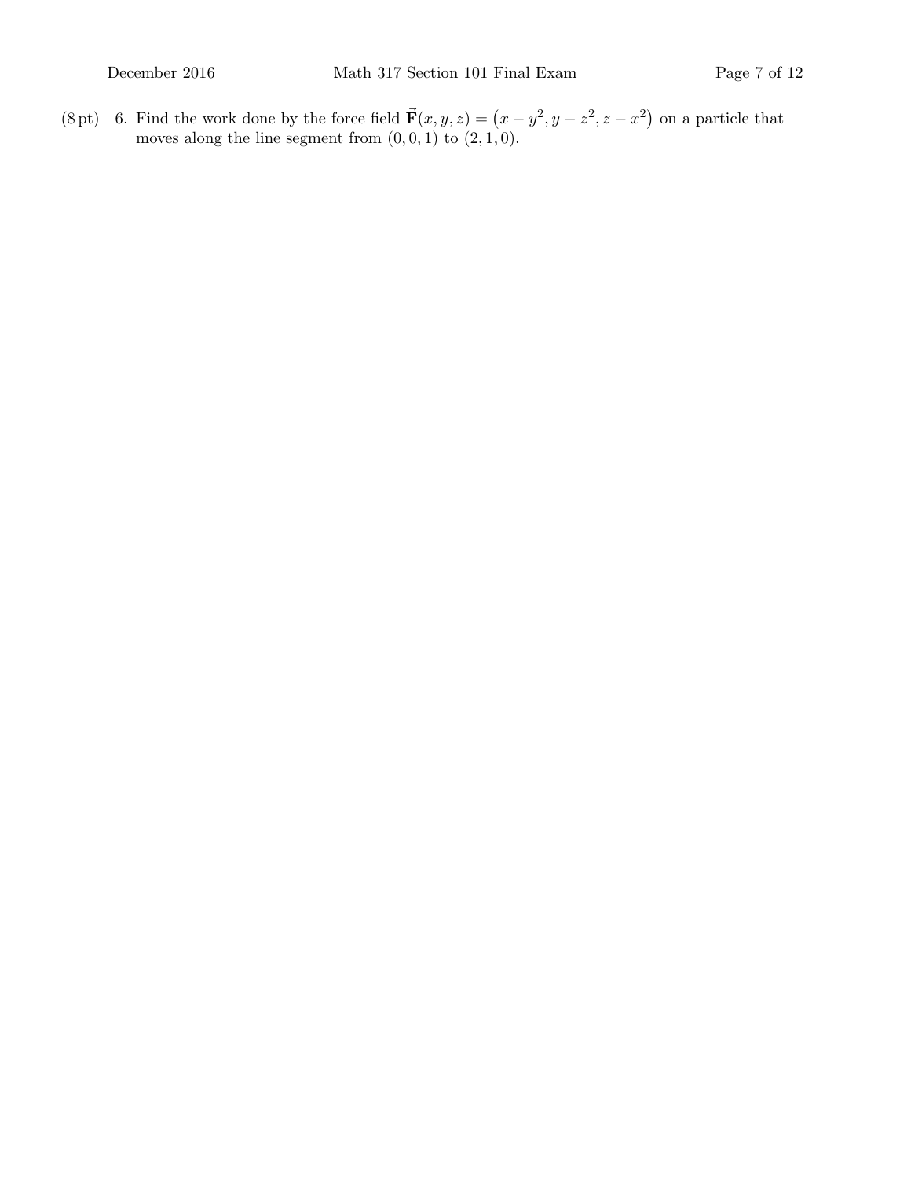(8 pt) 6. Find the work done by the force field $\vec{\mathbf{F}}(x, y, z) = \left(x - y^2, y - z^2, z - x^2\right)$ on a particle that moves along the line segment from $(0, 0, 1)$ to $(2, 1, 0)$.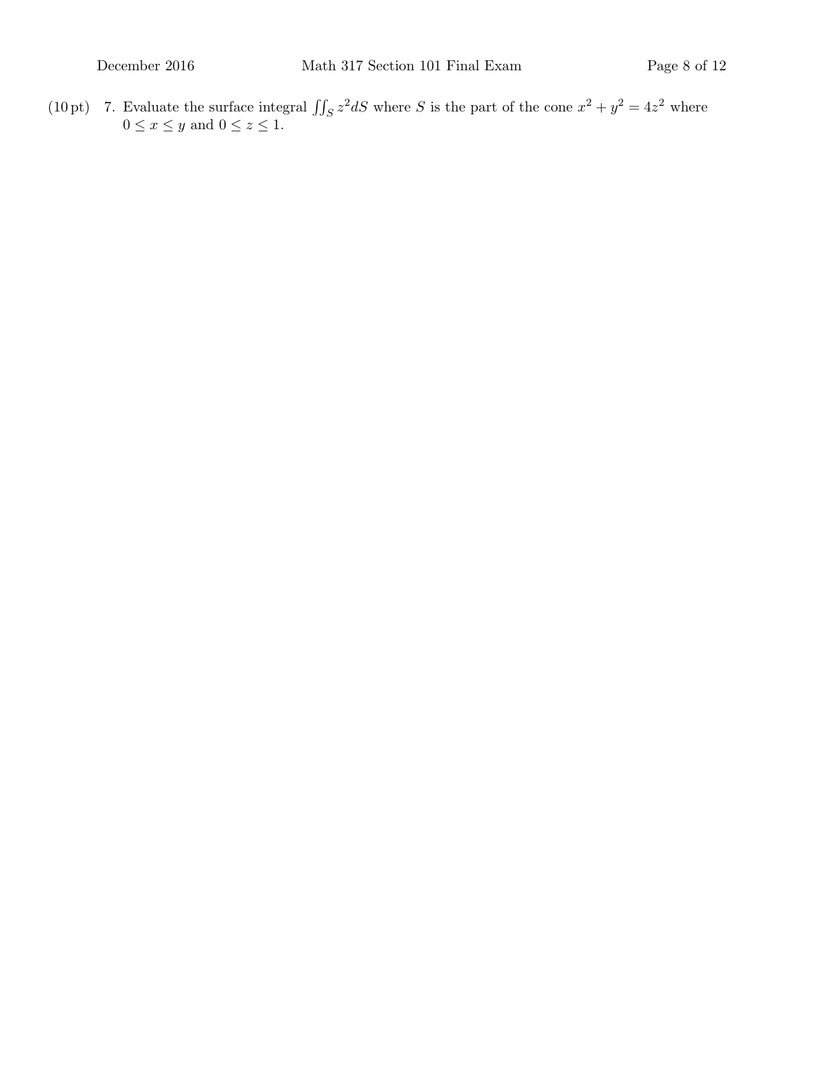(10 pt) 7. Evaluate the surface integral $\iint_S z^2 dS$ where $S$ is the part of the cone $x^2 + y^2 = 4z^2$ where $0 \leq x \leq y$ and $0 \leq z \leq 1$.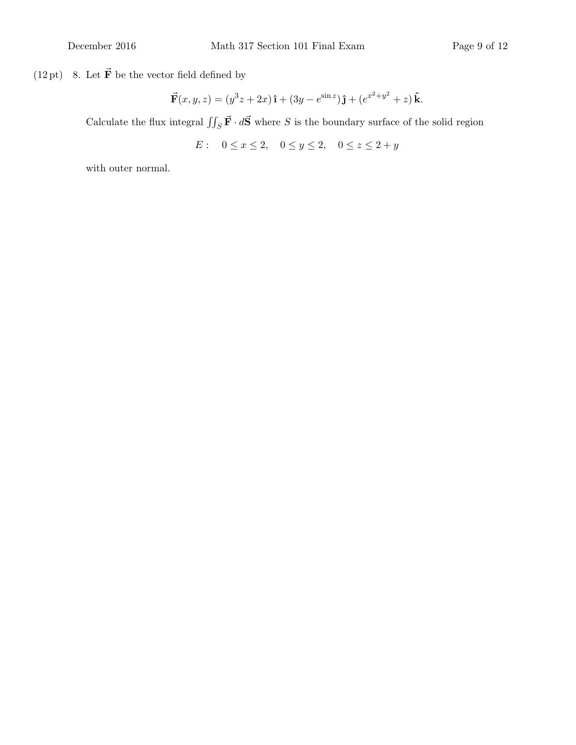(12 pt) 8. Let $\vec{\mathbf{F}}$ be the vector field defined by

$$\vec{\mathbf{F}}(x, y, z) = (y^3 z + 2x)\,\hat{\mathbf{i}} + (3y - e^{\sin z})\,\hat{\mathbf{j}} + (e^{x^2+y^2} + z)\,\hat{\mathbf{k}}.$$

Calculate the flux integral $\iint_S \vec{\mathbf{F}} \cdot d\vec{\mathbf{S}}$ where $S$ is the boundary surface of the solid region

$$E: \quad 0 \le x \le 2, \quad 0 \le y \le 2, \quad 0 \le z \le 2 + y$$

with outer normal.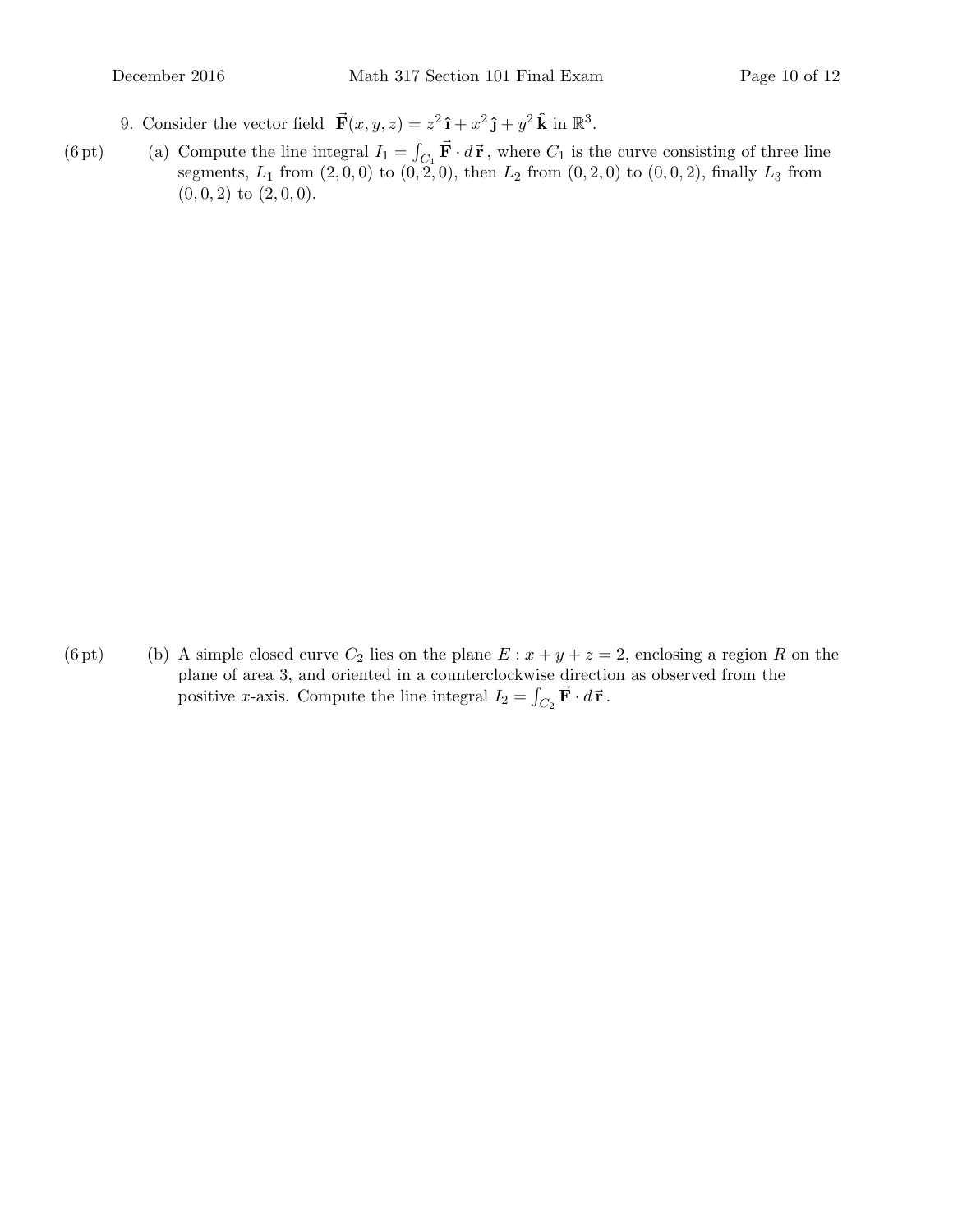9. Consider the vector field $\vec{\mathbf{F}}(x, y, z) = z^2\,\hat{\mathbf{i}} + x^2\,\hat{\mathbf{j}} + y^2\,\hat{\mathbf{k}}$ in $\mathbb{R}^3$.

(6 pt) (a) Compute the line integral $I_1 = \int_{C_1} \vec{\mathbf{F}} \cdot d\,\vec{\mathbf{r}}$, where $C_1$ is the curve consisting of three line segments, $L_1$ from $(2, 0, 0)$ to $(0, 2, 0)$, then $L_2$ from $(0, 2, 0)$ to $(0, 0, 2)$, finally $L_3$ from $(0, 0, 2)$ to $(2, 0, 0)$.

(6 pt) (b) A simple closed curve $C_2$ lies on the plane $E : x + y + z = 2$, enclosing a region $R$ on the plane of area 3, and oriented in a counterclockwise direction as observed from the positive $x$-axis. Compute the line integral $I_2 = \int_{C_2} \vec{\mathbf{F}} \cdot d\,\vec{\mathbf{r}}$.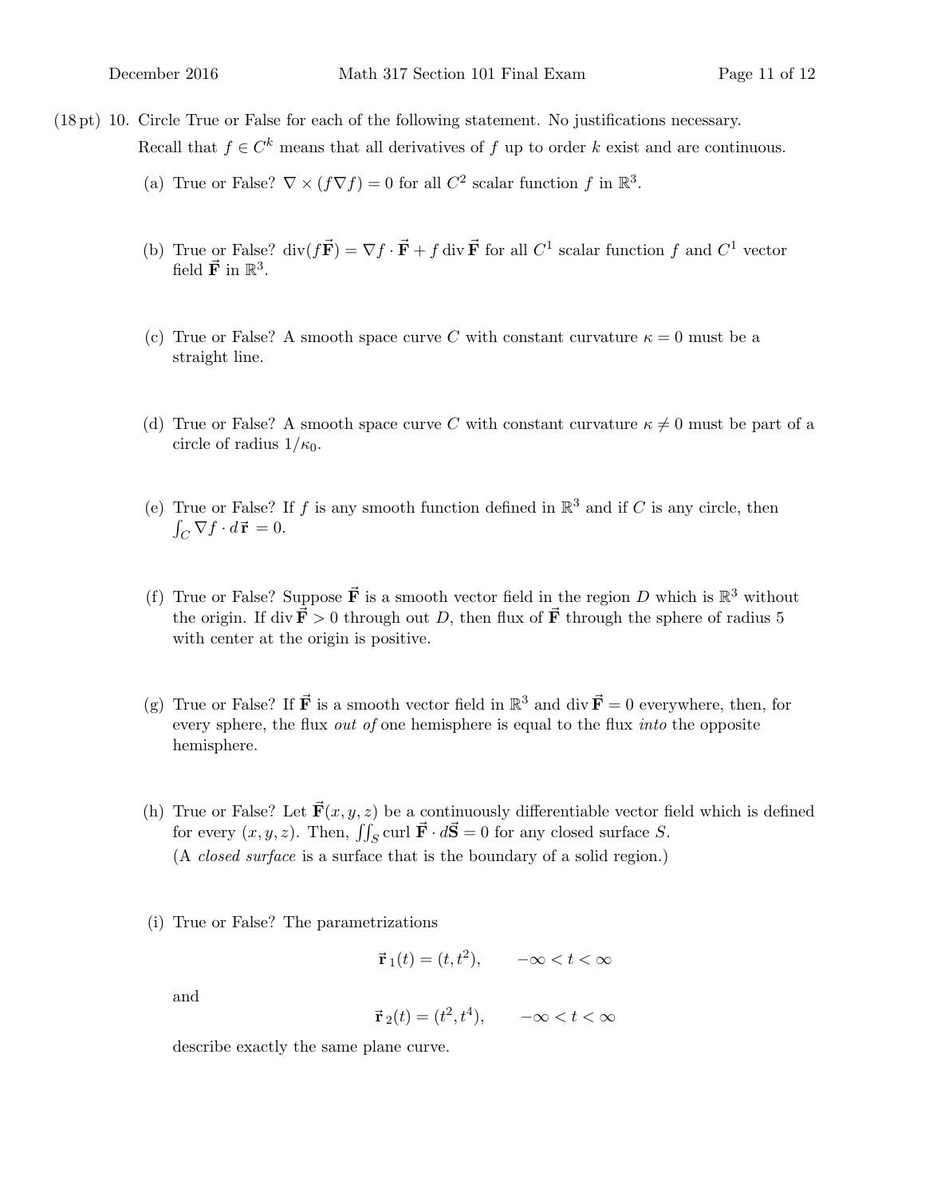(18 pt) 10. Circle True or False for each of the following statement. No justifications necessary.

Recall that $f \in C^k$ means that all derivatives of $f$ up to order $k$ exist and are continuous.

(a) True or False? $\nabla \times (f \nabla f) = 0$ for all $C^2$ scalar function $f$ in $\mathbb{R}^3$.

(b) True or False? $\operatorname{div}(f\vec{\mathbf{F}}) = \nabla f \cdot \vec{\mathbf{F}} + f \operatorname{div} \vec{\mathbf{F}}$ for all $C^1$ scalar function $f$ and $C^1$ vector field $\vec{\mathbf{F}}$ in $\mathbb{R}^3$.

(c) True or False? A smooth space curve $C$ with constant curvature $\kappa = 0$ must be a straight line.

(d) True or False? A smooth space curve $C$ with constant curvature $\kappa \neq 0$ must be part of a circle of radius $1/\kappa_0$.

(e) True or False? If $f$ is any smooth function defined in $\mathbb{R}^3$ and if $C$ is any circle, then $\int_C \nabla f \cdot d\vec{\mathbf{r}} = 0$.

(f) True or False? Suppose $\vec{\mathbf{F}}$ is a smooth vector field in the region $D$ which is $\mathbb{R}^3$ without the origin. If $\operatorname{div} \vec{\mathbf{F}} > 0$ through out $D$, then flux of $\vec{\mathbf{F}}$ through the sphere of radius 5 with center at the origin is positive.

(g) True or False? If $\vec{\mathbf{F}}$ is a smooth vector field in $\mathbb{R}^3$ and $\operatorname{div} \vec{\mathbf{F}} = 0$ everywhere, then, for every sphere, the flux *out of* one hemisphere is equal to the flux *into* the opposite hemisphere.

(h) True or False? Let $\vec{\mathbf{F}}(x, y, z)$ be a continuously differentiable vector field which is defined for every $(x, y, z)$. Then, $\iint_S \operatorname{curl} \vec{\mathbf{F}} \cdot d\vec{\mathbf{S}} = 0$ for any closed surface $S$.
(A *closed surface* is a surface that is the boundary of a solid region.)

(i) True or False? The parametrizations

$$\vec{\mathbf{r}}_1(t) = (t, t^2), \qquad -\infty < t < \infty$$

and

$$\vec{\mathbf{r}}_2(t) = (t^2, t^4), \qquad -\infty < t < \infty$$

describe exactly the same plane curve.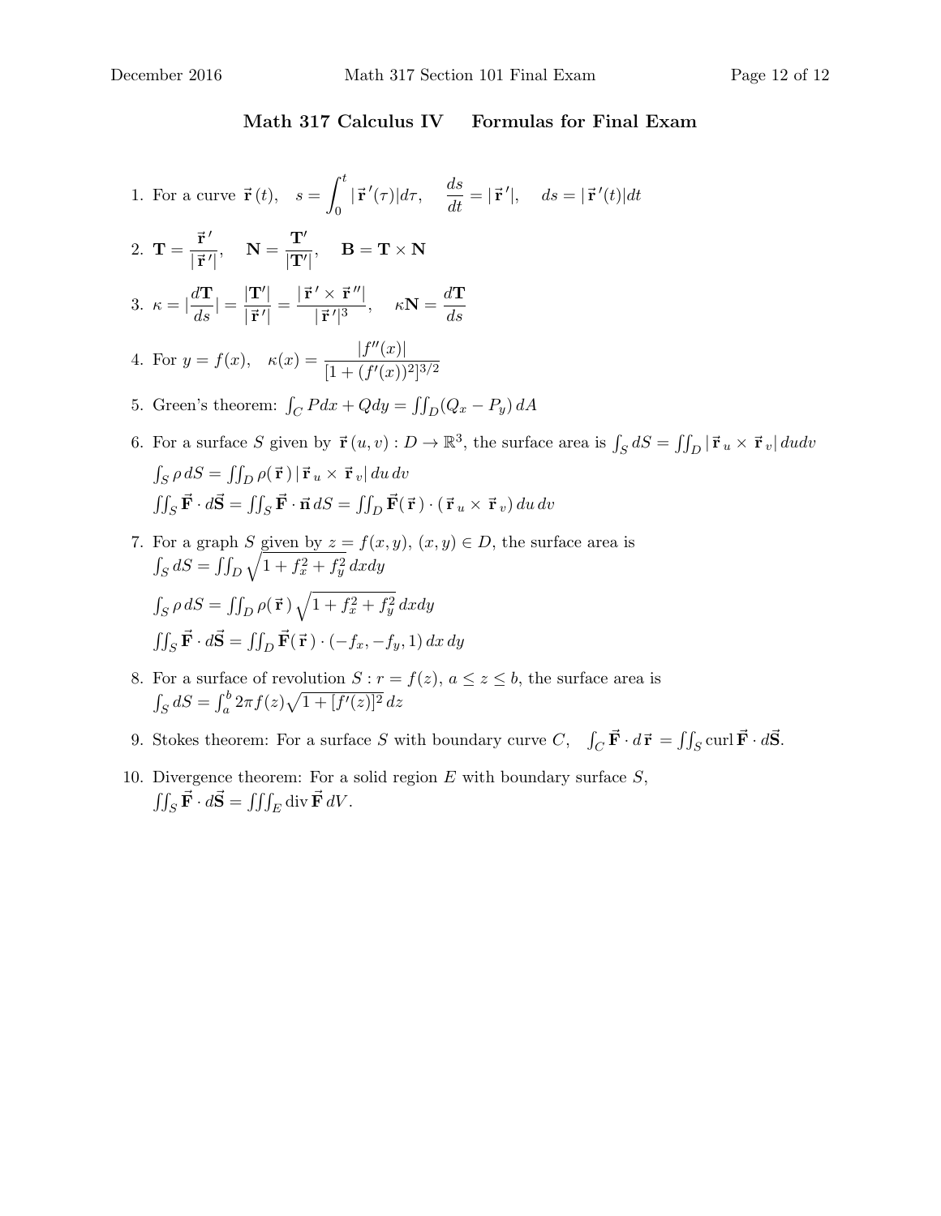## Math 317 Calculus IV Formulas for Final Exam

1. For a curve $\vec{\mathbf{r}}\,(t)$, $\quad s = \displaystyle\int_0^t |\,\vec{\mathbf{r}}\,'(\tau)| d\tau, \quad \frac{ds}{dt} = |\,\vec{\mathbf{r}}\,'|, \quad ds = |\,\vec{\mathbf{r}}\,'(t)| dt$

2. $\mathbf{T} = \dfrac{\vec{\mathbf{r}}\,'}{|\,\vec{\mathbf{r}}\,'|}, \quad \mathbf{N} = \dfrac{\mathbf{T}'}{|\mathbf{T}'|}, \quad \mathbf{B} = \mathbf{T} \times \mathbf{N}$

3. $\kappa = |\dfrac{d\mathbf{T}}{ds}| = \dfrac{|\mathbf{T}'|}{|\,\vec{\mathbf{r}}\,'|} = \dfrac{|\,\vec{\mathbf{r}}\,' \times \,\vec{\mathbf{r}}\,''|}{|\,\vec{\mathbf{r}}\,'|^3}, \quad \kappa\mathbf{N} = \dfrac{d\mathbf{T}}{ds}$

4. For $y = f(x)$, $\quad \kappa(x) = \dfrac{|f''(x)|}{[1 + (f'(x))^2]^{3/2}}$

5. Green's theorem: $\int_C P dx + Q dy = \iint_D (Q_x - P_y)\, dA$

6. For a surface $S$ given by $\vec{\mathbf{r}}\,(u, v) : D \to \mathbb{R}^3$, the surface area is $\int_S dS = \iint_D |\,\vec{\mathbf{r}}\,_u \times \,\vec{\mathbf{r}}\,_v|\, dudv$

   $\int_S \rho\, dS = \iint_D \rho(\,\vec{\mathbf{r}}\,)\,|\,\vec{\mathbf{r}}\,_u \times \,\vec{\mathbf{r}}\,_v|\, du\, dv$

   $\iint_S \vec{\mathbf{F}} \cdot d\vec{\mathbf{S}} = \iint_S \vec{\mathbf{F}} \cdot \vec{\mathbf{n}}\, dS = \iint_D \vec{\mathbf{F}}(\,\vec{\mathbf{r}}\,) \cdot (\,\vec{\mathbf{r}}\,_u \times \,\vec{\mathbf{r}}\,_v)\, du\, dv$

7. For a graph $S$ given by $z = f(x, y)$, $(x, y) \in D$, the surface area is $\int_S dS = \iint_D \sqrt{1 + f_x^2 + f_y^2}\, dxdy$

   $\int_S \rho\, dS = \iint_D \rho(\,\vec{\mathbf{r}}\,)\sqrt{1 + f_x^2 + f_y^2}\, dxdy$

   $\iint_S \vec{\mathbf{F}} \cdot d\vec{\mathbf{S}} = \iint_D \vec{\mathbf{F}}(\,\vec{\mathbf{r}}\,) \cdot (-f_x, -f_y, 1)\, dx\, dy$

8. For a surface of revolution $S : r = f(z)$, $a \le z \le b$, the surface area is $\int_S dS = \int_a^b 2\pi f(z)\sqrt{1 + [f'(z)]^2}\, dz$

9. Stokes theorem: For a surface $S$ with boundary curve $C$, $\quad \int_C \vec{\mathbf{F}} \cdot d\,\vec{\mathbf{r}} = \iint_S \operatorname{curl} \vec{\mathbf{F}} \cdot d\vec{\mathbf{S}}$.

10. Divergence theorem: For a solid region $E$ with boundary surface $S$, $\iint_S \vec{\mathbf{F}} \cdot d\vec{\mathbf{S}} = \iiint_E \operatorname{div} \vec{\mathbf{F}}\, dV$.